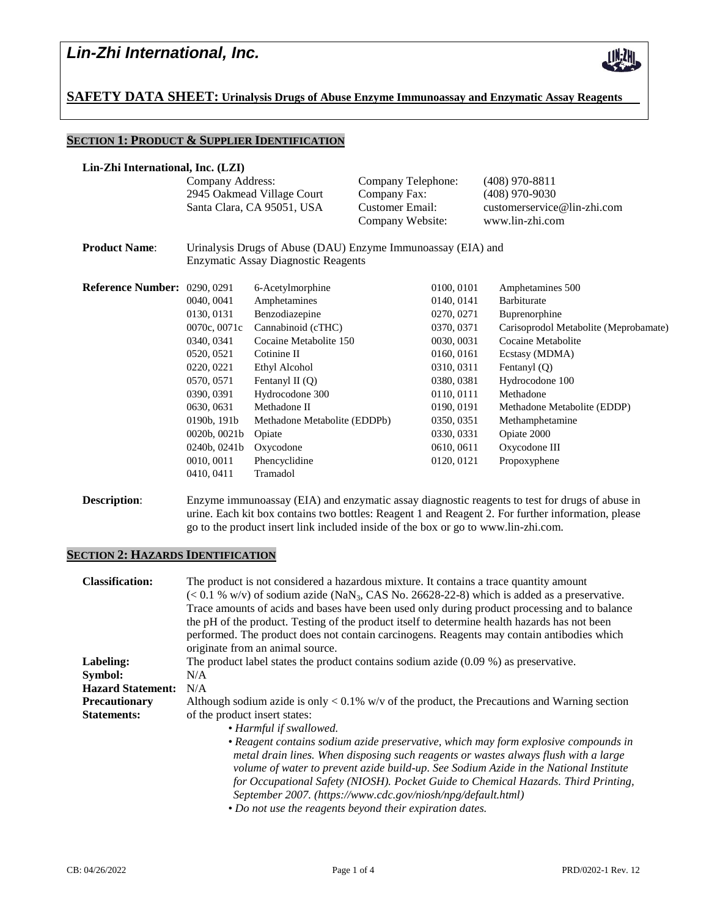# Lin-Zhi International, Inc.

## SAFETY DATA SHEET: Urinalysis Drugs of Abuse Enzyme Immunoassay and Enzymatic Assay Reagents

### SECTION 1: PRODUCT & SUPPLIER IDENTIFICATION

**Lin-Zhi International, Inc. (LZI)**

| Company Address: | | Company Telephone: | (408) 970-8811 |
|---|---|---|---|
| 2945 Oakmead Village Court | | Company Fax: | (408) 970-9030 |
| Santa Clara, CA 95051, USA | | Customer Email: | customerservice@lin-zhi.com |
| | | Company Website: | www.lin-zhi.com |

**Product Name**: Urinalysis Drugs of Abuse (DAU) Enzyme Immunoassay (EIA) and Enzymatic Assay Diagnostic Reagents

**Reference Number:**

| | | | |
|---|---|---|---|
| 0290, 0291 | 6-Acetylmorphine | 0100, 0101 | Amphetamines 500 |
| 0040, 0041 | Amphetamines | 0140, 0141 | Barbiturate |
| 0130, 0131 | Benzodiazepine | 0270, 0271 | Buprenorphine |
| 0070c, 0071c | Cannabinoid (cTHC) | 0370, 0371 | Carisoprodol Metabolite (Meprobamate) |
| 0340, 0341 | Cocaine Metabolite 150 | 0030, 0031 | Cocaine Metabolite |
| 0520, 0521 | Cotinine II | 0160, 0161 | Ecstasy (MDMA) |
| 0220, 0221 | Ethyl Alcohol | 0310, 0311 | Fentanyl (Q) |
| 0570, 0571 | Fentanyl II (Q) | 0380, 0381 | Hydrocodone 100 |
| 0390, 0391 | Hydrocodone 300 | 0110, 0111 | Methadone |
| 0630, 0631 | Methadone II | 0190, 0191 | Methadone Metabolite (EDDP) |
| 0190b, 191b | Methadone Metabolite (EDDPb) | 0350, 0351 | Methamphetamine |
| 0020b, 0021b | Opiate | 0330, 0331 | Opiate 2000 |
| 0240b, 0241b | Oxycodone | 0610, 0611 | Oxycodone III |
| 0010, 0011 | Phencyclidine | 0120, 0121 | Propoxyphene |
| 0410, 0411 | Tramadol | | |

**Description**: Enzyme immunoassay (EIA) and enzymatic assay diagnostic reagents to test for drugs of abuse in urine. Each kit box contains two bottles: Reagent 1 and Reagent 2. For further information, please go to the product insert link included inside of the box or go to www.lin-zhi.com.

### SECTION 2: HAZARDS IDENTIFICATION

**Classification:** The product is not considered a hazardous mixture. It contains a trace quantity amount (< 0.1 % w/v) of sodium azide ($NaN_3$, CAS No. 26628-22-8) which is added as a preservative. Trace amounts of acids and bases have been used only during product processing and to balance the pH of the product. Testing of the product itself to determine health hazards has not been performed. The product does not contain carcinogens. Reagents may contain antibodies which originate from an animal source.

**Labeling:** The product label states the product contains sodium azide (0.09 %) as preservative.

**Symbol:** N/A

**Hazard Statement:** N/A

**Precautionary Statements:** Although sodium azide is only < 0.1% w/v of the product, the Precautions and Warning section of the product insert states:

- *Harmful if swallowed.*
- *Reagent contains sodium azide preservative, which may form explosive compounds in metal drain lines. When disposing such reagents or wastes always flush with a large volume of water to prevent azide build-up. See Sodium Azide in the National Institute for Occupational Safety (NIOSH). Pocket Guide to Chemical Hazards. Third Printing, September 2007. (https://www.cdc.gov/niosh/npg/default.html)*
- *Do not use the reagents beyond their expiration dates.*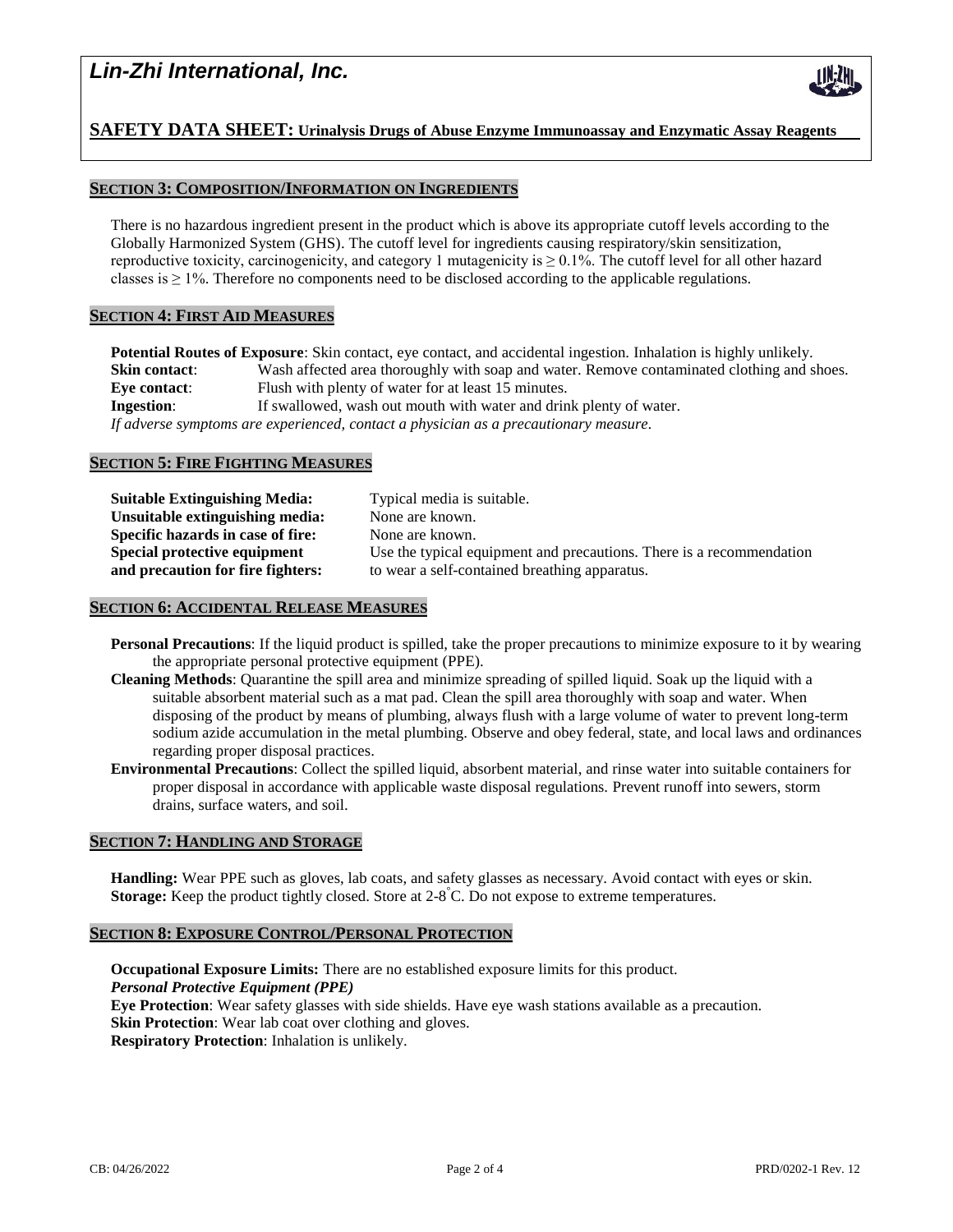## SECTION 3: COMPOSITION/INFORMATION ON INGREDIENTS

There is no hazardous ingredient present in the product which is above its appropriate cutoff levels according to the Globally Harmonized System (GHS). The cutoff level for ingredients causing respiratory/skin sensitization, reproductive toxicity, carcinogenicity, and category 1 mutagenicity is $\geq 0.1\%$. The cutoff level for all other hazard classes is $\geq 1\%$. Therefore no components need to be disclosed according to the applicable regulations.

## SECTION 4: FIRST AID MEASURES

**Potential Routes of Exposure**: Skin contact, eye contact, and accidental ingestion. Inhalation is highly unlikely.

**Skin contact**: Wash affected area thoroughly with soap and water. Remove contaminated clothing and shoes.

**Eye contact**: Flush with plenty of water for at least 15 minutes.

**Ingestion**: If swallowed, wash out mouth with water and drink plenty of water.

*If adverse symptoms are experienced, contact a physician as a precautionary measure.*

## SECTION 5: FIRE FIGHTING MEASURES

**Suitable Extinguishing Media:** Typical media is suitable.

**Unsuitable extinguishing media:** None are known.

**Specific hazards in case of fire:** None are known.

**Special protective equipment and precaution for fire fighters:** Use the typical equipment and precautions. There is a recommendation to wear a self-contained breathing apparatus.

## SECTION 6: ACCIDENTAL RELEASE MEASURES

**Personal Precautions**: If the liquid product is spilled, take the proper precautions to minimize exposure to it by wearing the appropriate personal protective equipment (PPE).

**Cleaning Methods**: Quarantine the spill area and minimize spreading of spilled liquid. Soak up the liquid with a suitable absorbent material such as a mat pad. Clean the spill area thoroughly with soap and water. When disposing of the product by means of plumbing, always flush with a large volume of water to prevent long-term sodium azide accumulation in the metal plumbing. Observe and obey federal, state, and local laws and ordinances regarding proper disposal practices.

**Environmental Precautions**: Collect the spilled liquid, absorbent material, and rinse water into suitable containers for proper disposal in accordance with applicable waste disposal regulations. Prevent runoff into sewers, storm drains, surface waters, and soil.

## SECTION 7: HANDLING AND STORAGE

**Handling:** Wear PPE such as gloves, lab coats, and safety glasses as necessary. Avoid contact with eyes or skin.

**Storage:** Keep the product tightly closed. Store at 2-8°C. Do not expose to extreme temperatures.

## SECTION 8: EXPOSURE CONTROL/PERSONAL PROTECTION

**Occupational Exposure Limits:** There are no established exposure limits for this product.

***Personal Protective Equipment (PPE)***

**Eye Protection**: Wear safety glasses with side shields. Have eye wash stations available as a precaution.

**Skin Protection**: Wear lab coat over clothing and gloves.

**Respiratory Protection**: Inhalation is unlikely.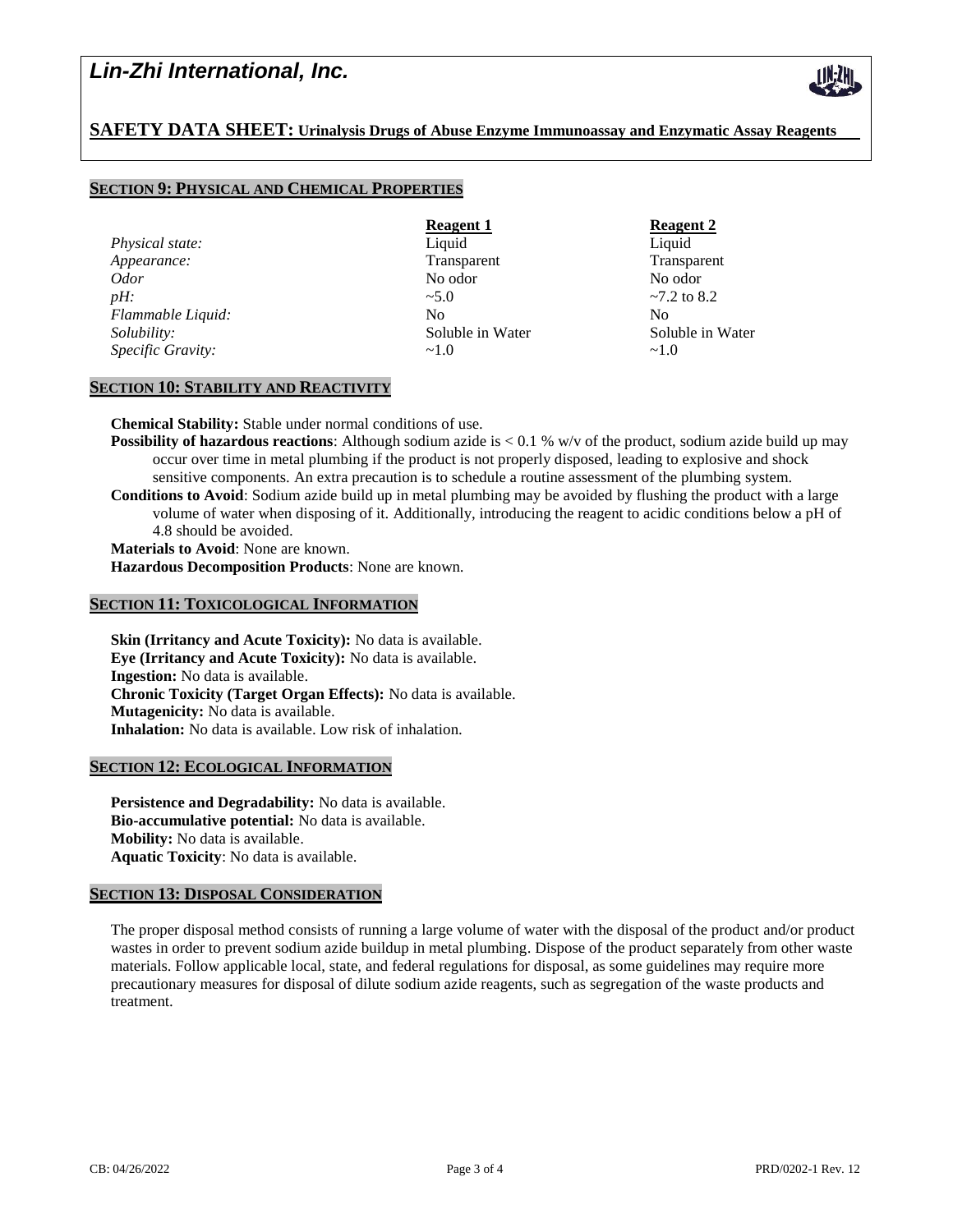## SECTION 9: PHYSICAL AND CHEMICAL PROPERTIES

| | Reagent 1 | Reagent 2 |
|---|---|---|
| *Physical state:* | Liquid | Liquid |
| *Appearance:* | Transparent | Transparent |
| *Odor* | No odor | No odor |
| *pH:* | ~5.0 | ~7.2 to 8.2 |
| *Flammable Liquid:* | No | No |
| *Solubility:* | Soluble in Water | Soluble in Water |
| *Specific Gravity:* | ~1.0 | ~1.0 |

## SECTION 10: STABILITY AND REACTIVITY

**Chemical Stability:** Stable under normal conditions of use.

**Possibility of hazardous reactions**: Although sodium azide is < 0.1 % w/v of the product, sodium azide build up may occur over time in metal plumbing if the product is not properly disposed, leading to explosive and shock sensitive components. An extra precaution is to schedule a routine assessment of the plumbing system.

**Conditions to Avoid**: Sodium azide build up in metal plumbing may be avoided by flushing the product with a large volume of water when disposing of it. Additionally, introducing the reagent to acidic conditions below a pH of 4.8 should be avoided.

**Materials to Avoid**: None are known.

**Hazardous Decomposition Products**: None are known.

## SECTION 11: TOXICOLOGICAL INFORMATION

**Skin (Irritancy and Acute Toxicity):** No data is available.

**Eye (Irritancy and Acute Toxicity):** No data is available.

**Ingestion:** No data is available.

**Chronic Toxicity (Target Organ Effects):** No data is available.

**Mutagenicity:** No data is available.

**Inhalation:** No data is available. Low risk of inhalation.

## SECTION 12: ECOLOGICAL INFORMATION

**Persistence and Degradability:** No data is available.

**Bio-accumulative potential:** No data is available.

**Mobility:** No data is available.

**Aquatic Toxicity**: No data is available.

## SECTION 13: DISPOSAL CONSIDERATION

The proper disposal method consists of running a large volume of water with the disposal of the product and/or product wastes in order to prevent sodium azide buildup in metal plumbing. Dispose of the product separately from other waste materials. Follow applicable local, state, and federal regulations for disposal, as some guidelines may require more precautionary measures for disposal of dilute sodium azide reagents, such as segregation of the waste products and treatment.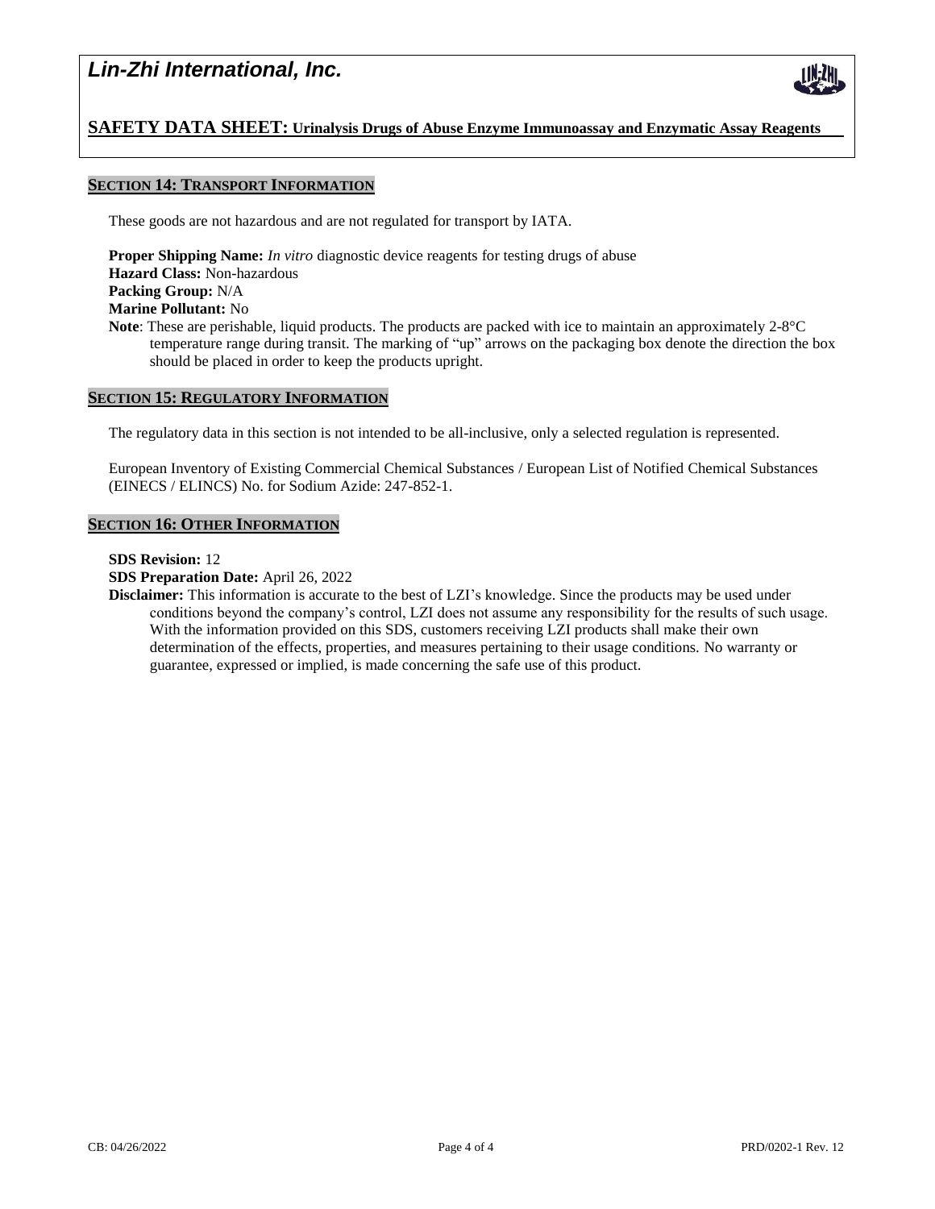## SECTION 14: TRANSPORT INFORMATION

These goods are not hazardous and are not regulated for transport by IATA.

**Proper Shipping Name:** *In vitro* diagnostic device reagents for testing drugs of abuse
**Hazard Class:** Non-hazardous
**Packing Group:** N/A
**Marine Pollutant:** No
**Note**: These are perishable, liquid products. The products are packed with ice to maintain an approximately 2-8°C temperature range during transit. The marking of "up" arrows on the packaging box denote the direction the box should be placed in order to keep the products upright.

## SECTION 15: REGULATORY INFORMATION

The regulatory data in this section is not intended to be all-inclusive, only a selected regulation is represented.

European Inventory of Existing Commercial Chemical Substances / European List of Notified Chemical Substances (EINECS / ELINCS) No. for Sodium Azide: 247-852-1.

## SECTION 16: OTHER INFORMATION

**SDS Revision:** 12
**SDS Preparation Date:** April 26, 2022
**Disclaimer:** This information is accurate to the best of LZI's knowledge. Since the products may be used under conditions beyond the company's control, LZI does not assume any responsibility for the results of such usage. With the information provided on this SDS, customers receiving LZI products shall make their own determination of the effects, properties, and measures pertaining to their usage conditions. No warranty or guarantee, expressed or implied, is made concerning the safe use of this product.